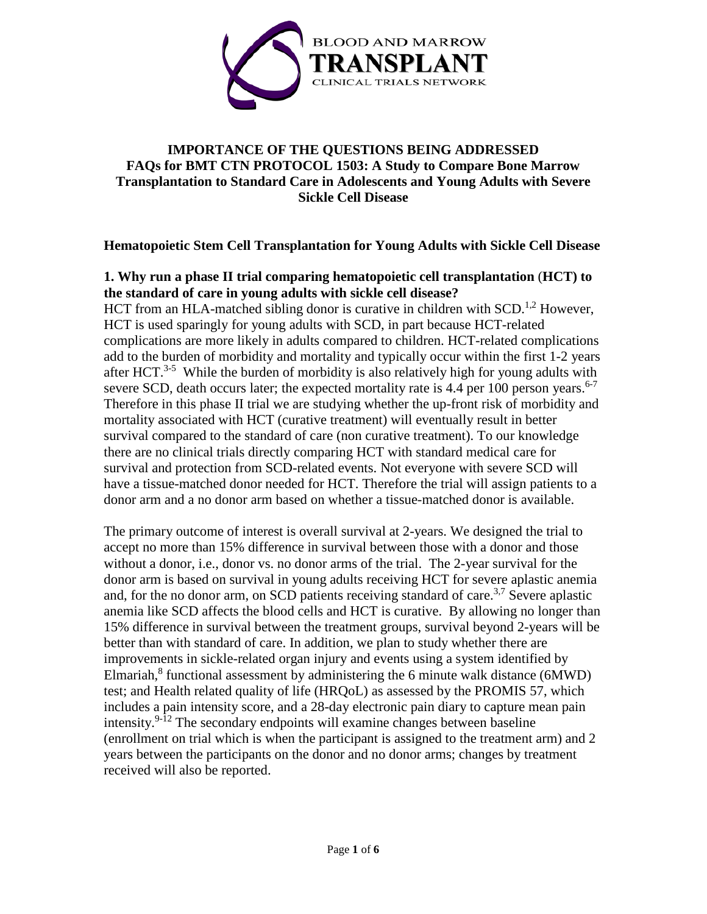**IMPORTANCE OF THE QUESTIONS BEING ADDRESSED**
**FAQs for BMT CTN PROTOCOL 1503: A Study to Compare Bone Marrow Transplantation to Standard Care in Adolescents and Young Adults with Severe Sickle Cell Disease**

## Hematopoietic Stem Cell Transplantation for Young Adults with Sickle Cell Disease

### 1. Why run a phase II trial comparing hematopoietic cell transplantation (HCT) to the standard of care in young adults with sickle cell disease?

HCT from an HLA-matched sibling donor is curative in children with SCD.[1,2] However, HCT is used sparingly for young adults with SCD, in part because HCT-related complications are more likely in adults compared to children. HCT-related complications add to the burden of morbidity and mortality and typically occur within the first 1-2 years after HCT.[3-5] While the burden of morbidity is also relatively high for young adults with severe SCD, death occurs later; the expected mortality rate is 4.4 per 100 person years.[6-7] Therefore in this phase II trial we are studying whether the up-front risk of morbidity and mortality associated with HCT (curative treatment) will eventually result in better survival compared to the standard of care (non curative treatment). To our knowledge there are no clinical trials directly comparing HCT with standard medical care for survival and protection from SCD-related events. Not everyone with severe SCD will have a tissue-matched donor needed for HCT. Therefore the trial will assign patients to a donor arm and a no donor arm based on whether a tissue-matched donor is available.

The primary outcome of interest is overall survival at 2-years. We designed the trial to accept no more than 15% difference in survival between those with a donor and those without a donor, i.e., donor vs. no donor arms of the trial. The 2-year survival for the donor arm is based on survival in young adults receiving HCT for severe aplastic anemia and, for the no donor arm, on SCD patients receiving standard of care.[3,7] Severe aplastic anemia like SCD affects the blood cells and HCT is curative. By allowing no longer than 15% difference in survival between the treatment groups, survival beyond 2-years will be better than with standard of care. In addition, we plan to study whether there are improvements in sickle-related organ injury and events using a system identified by Elmariah,[8] functional assessment by administering the 6 minute walk distance (6MWD) test; and Health related quality of life (HRQoL) as assessed by the PROMIS 57, which includes a pain intensity score, and a 28-day electronic pain diary to capture mean pain intensity.[9-12] The secondary endpoints will examine changes between baseline (enrollment on trial which is when the participant is assigned to the treatment arm) and 2 years between the participants on the donor and no donor arms; changes by treatment received will also be reported.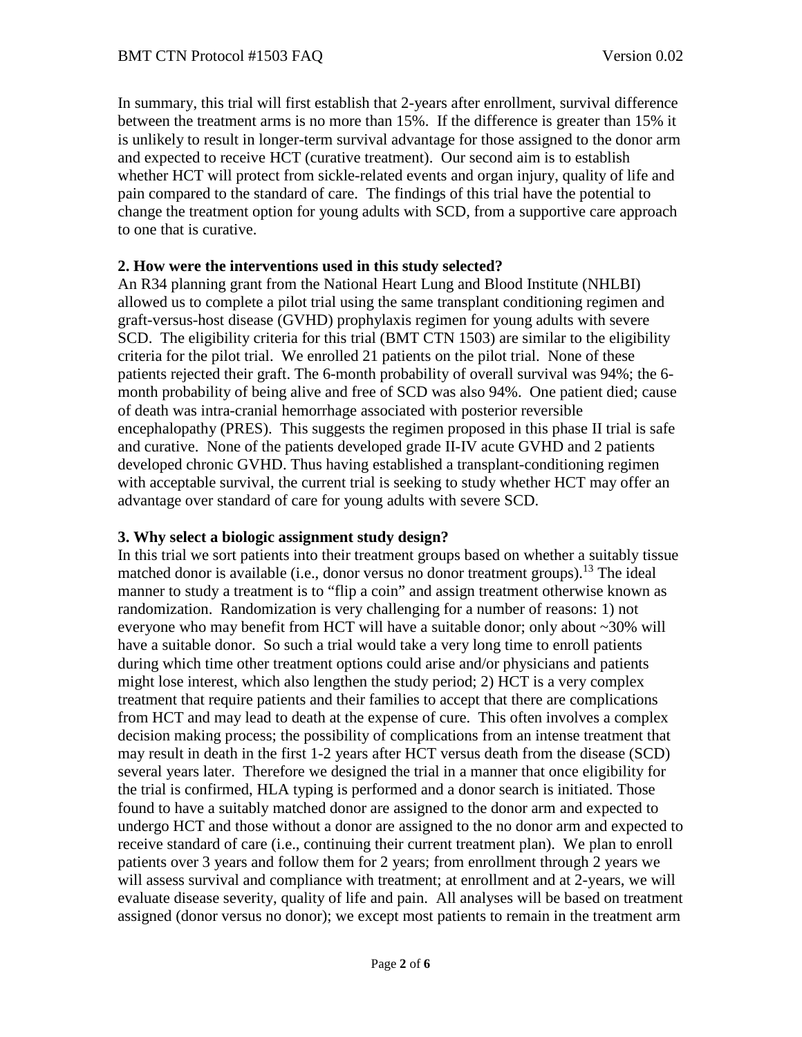In summary, this trial will first establish that 2-years after enrollment, survival difference between the treatment arms is no more than 15%. If the difference is greater than 15% it is unlikely to result in longer-term survival advantage for those assigned to the donor arm and expected to receive HCT (curative treatment). Our second aim is to establish whether HCT will protect from sickle-related events and organ injury, quality of life and pain compared to the standard of care. The findings of this trial have the potential to change the treatment option for young adults with SCD, from a supportive care approach to one that is curative.

**2. How were the interventions used in this study selected?**

An R34 planning grant from the National Heart Lung and Blood Institute (NHLBI) allowed us to complete a pilot trial using the same transplant conditioning regimen and graft-versus-host disease (GVHD) prophylaxis regimen for young adults with severe SCD. The eligibility criteria for this trial (BMT CTN 1503) are similar to the eligibility criteria for the pilot trial. We enrolled 21 patients on the pilot trial. None of these patients rejected their graft. The 6-month probability of overall survival was 94%; the 6-month probability of being alive and free of SCD was also 94%. One patient died; cause of death was intra-cranial hemorrhage associated with posterior reversible encephalopathy (PRES). This suggests the regimen proposed in this phase II trial is safe and curative. None of the patients developed grade II-IV acute GVHD and 2 patients developed chronic GVHD. Thus having established a transplant-conditioning regimen with acceptable survival, the current trial is seeking to study whether HCT may offer an advantage over standard of care for young adults with severe SCD.

**3. Why select a biologic assignment study design?**

In this trial we sort patients into their treatment groups based on whether a suitably tissue matched donor is available (i.e., donor versus no donor treatment groups).[13] The ideal manner to study a treatment is to "flip a coin" and assign treatment otherwise known as randomization. Randomization is very challenging for a number of reasons: 1) not everyone who may benefit from HCT will have a suitable donor; only about ~30% will have a suitable donor. So such a trial would take a very long time to enroll patients during which time other treatment options could arise and/or physicians and patients might lose interest, which also lengthen the study period; 2) HCT is a very complex treatment that require patients and their families to accept that there are complications from HCT and may lead to death at the expense of cure. This often involves a complex decision making process; the possibility of complications from an intense treatment that may result in death in the first 1-2 years after HCT versus death from the disease (SCD) several years later. Therefore we designed the trial in a manner that once eligibility for the trial is confirmed, HLA typing is performed and a donor search is initiated. Those found to have a suitably matched donor are assigned to the donor arm and expected to undergo HCT and those without a donor are assigned to the no donor arm and expected to receive standard of care (i.e., continuing their current treatment plan). We plan to enroll patients over 3 years and follow them for 2 years; from enrollment through 2 years we will assess survival and compliance with treatment; at enrollment and at 2-years, we will evaluate disease severity, quality of life and pain. All analyses will be based on treatment assigned (donor versus no donor); we except most patients to remain in the treatment arm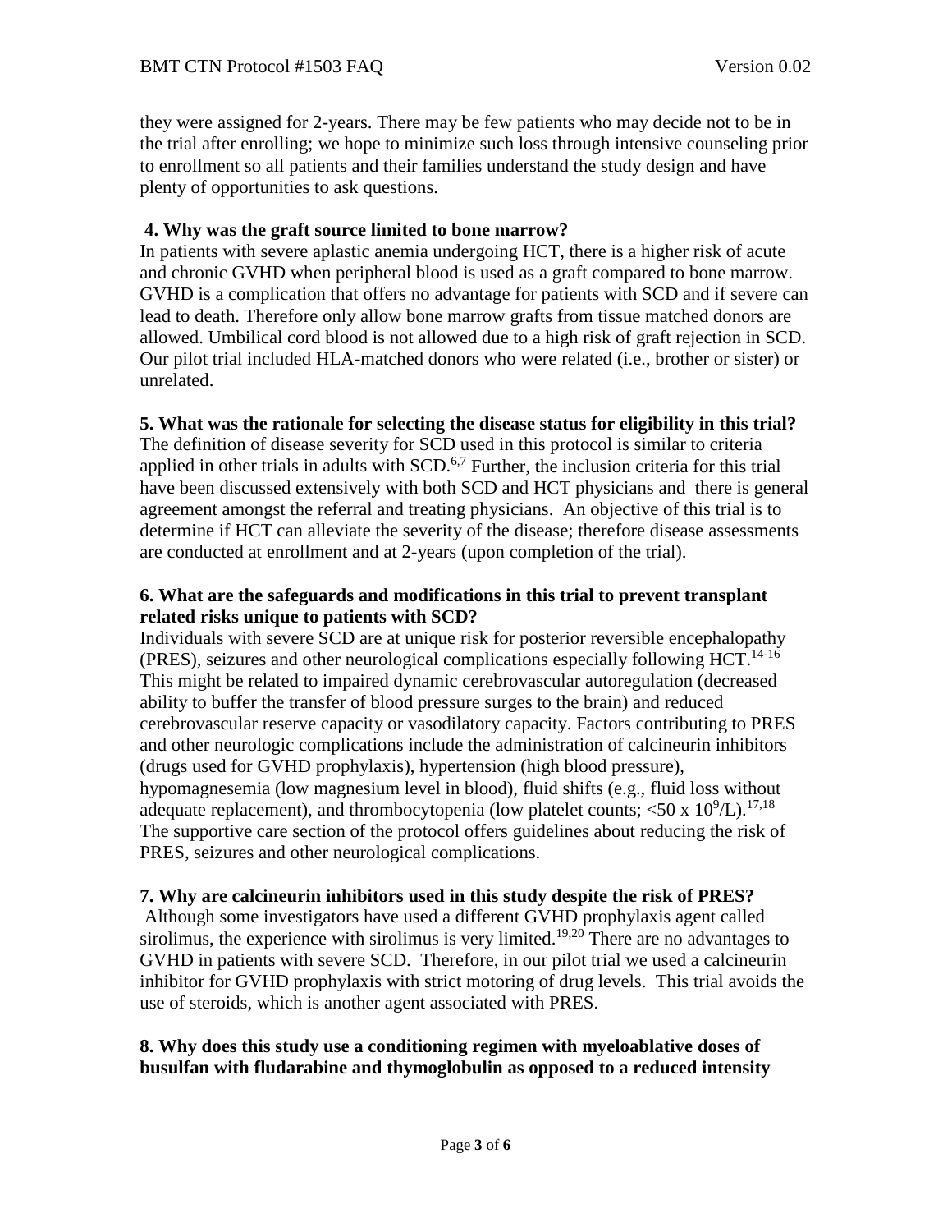they were assigned for 2-years. There may be few patients who may decide not to be in the trial after enrolling; we hope to minimize such loss through intensive counseling prior to enrollment so all patients and their families understand the study design and have plenty of opportunities to ask questions.

**4. Why was the graft source limited to bone marrow?**

In patients with severe aplastic anemia undergoing HCT, there is a higher risk of acute and chronic GVHD when peripheral blood is used as a graft compared to bone marrow. GVHD is a complication that offers no advantage for patients with SCD and if severe can lead to death. Therefore only allow bone marrow grafts from tissue matched donors are allowed. Umbilical cord blood is not allowed due to a high risk of graft rejection in SCD. Our pilot trial included HLA-matched donors who were related (i.e., brother or sister) or unrelated.

**5. What was the rationale for selecting the disease status for eligibility in this trial?**

The definition of disease severity for SCD used in this protocol is similar to criteria applied in other trials in adults with SCD.[6,7] Further, the inclusion criteria for this trial have been discussed extensively with both SCD and HCT physicians and there is general agreement amongst the referral and treating physicians. An objective of this trial is to determine if HCT can alleviate the severity of the disease; therefore disease assessments are conducted at enrollment and at 2-years (upon completion of the trial).

**6. What are the safeguards and modifications in this trial to prevent transplant related risks unique to patients with SCD?**

Individuals with severe SCD are at unique risk for posterior reversible encephalopathy (PRES), seizures and other neurological complications especially following HCT.[14-16] This might be related to impaired dynamic cerebrovascular autoregulation (decreased ability to buffer the transfer of blood pressure surges to the brain) and reduced cerebrovascular reserve capacity or vasodilatory capacity. Factors contributing to PRES and other neurologic complications include the administration of calcineurin inhibitors (drugs used for GVHD prophylaxis), hypertension (high blood pressure), hypomagnesemia (low magnesium level in blood), fluid shifts (e.g., fluid loss without adequate replacement), and thrombocytopenia (low platelet counts; $<50 \times 10^9$/L).[17,18] The supportive care section of the protocol offers guidelines about reducing the risk of PRES, seizures and other neurological complications.

**7. Why are calcineurin inhibitors used in this study despite the risk of PRES?**

Although some investigators have used a different GVHD prophylaxis agent called sirolimus, the experience with sirolimus is very limited.[19,20] There are no advantages to GVHD in patients with severe SCD. Therefore, in our pilot trial we used a calcineurin inhibitor for GVHD prophylaxis with strict motoring of drug levels. This trial avoids the use of steroids, which is another agent associated with PRES.

**8. Why does this study use a conditioning regimen with myeloablative doses of busulfan with fludarabine and thymoglobulin as opposed to a reduced intensity**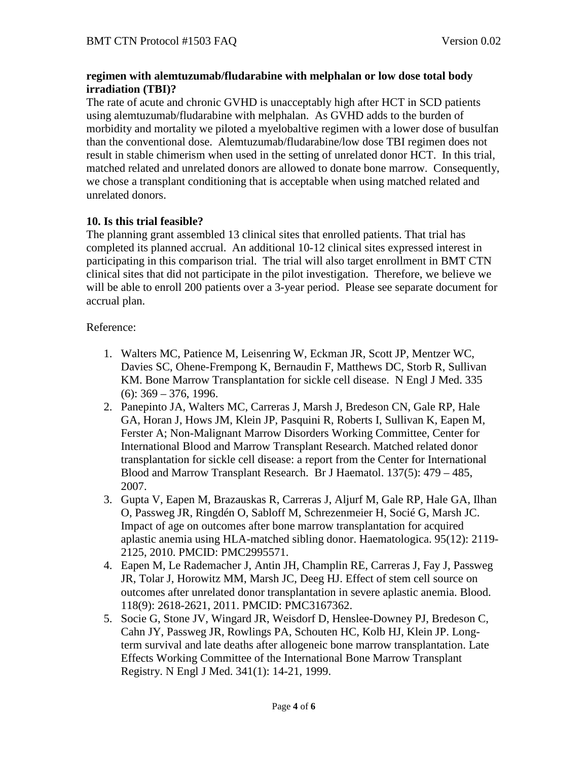**regimen with alemtuzumab/fludarabine with melphalan or low dose total body irradiation (TBI)?**

The rate of acute and chronic GVHD is unacceptably high after HCT in SCD patients using alemtuzumab/fludarabine with melphalan. As GVHD adds to the burden of morbidity and mortality we piloted a myelobaltive regimen with a lower dose of busulfan than the conventional dose. Alemtuzumab/fludarabine/low dose TBI regimen does not result in stable chimerism when used in the setting of unrelated donor HCT. In this trial, matched related and unrelated donors are allowed to donate bone marrow. Consequently, we chose a transplant conditioning that is acceptable when using matched related and unrelated donors.

**10. Is this trial feasible?**

The planning grant assembled 13 clinical sites that enrolled patients. That trial has completed its planned accrual. An additional 10-12 clinical sites expressed interest in participating in this comparison trial. The trial will also target enrollment in BMT CTN clinical sites that did not participate in the pilot investigation. Therefore, we believe we will be able to enroll 200 patients over a 3-year period. Please see separate document for accrual plan.

Reference:

1. Walters MC, Patience M, Leisenring W, Eckman JR, Scott JP, Mentzer WC, Davies SC, Ohene-Frempong K, Bernaudin F, Matthews DC, Storb R, Sullivan KM. Bone Marrow Transplantation for sickle cell disease. N Engl J Med. 335 (6): 369 – 376, 1996.
2. Panepinto JA, Walters MC, Carreras J, Marsh J, Bredeson CN, Gale RP, Hale GA, Horan J, Hows JM, Klein JP, Pasquini R, Roberts I, Sullivan K, Eapen M, Ferster A; Non-Malignant Marrow Disorders Working Committee, Center for International Blood and Marrow Transplant Research. Matched related donor transplantation for sickle cell disease: a report from the Center for International Blood and Marrow Transplant Research. Br J Haematol. 137(5): 479 – 485, 2007.
3. Gupta V, Eapen M, Brazauskas R, Carreras J, Aljurf M, Gale RP, Hale GA, Ilhan O, Passweg JR, Ringdén O, Sabloff M, Schrezenmeier H, Socié G, Marsh JC. Impact of age on outcomes after bone marrow transplantation for acquired aplastic anemia using HLA-matched sibling donor. Haematologica. 95(12): 2119-2125, 2010. PMCID: PMC2995571.
4. Eapen M, Le Rademacher J, Antin JH, Champlin RE, Carreras J, Fay J, Passweg JR, Tolar J, Horowitz MM, Marsh JC, Deeg HJ. Effect of stem cell source on outcomes after unrelated donor transplantation in severe aplastic anemia. Blood. 118(9): 2618-2621, 2011. PMCID: PMC3167362.
5. Socie G, Stone JV, Wingard JR, Weisdorf D, Henslee-Downey PJ, Bredeson C, Cahn JY, Passweg JR, Rowlings PA, Schouten HC, Kolb HJ, Klein JP. Long-term survival and late deaths after allogeneic bone marrow transplantation. Late Effects Working Committee of the International Bone Marrow Transplant Registry. N Engl J Med. 341(1): 14-21, 1999.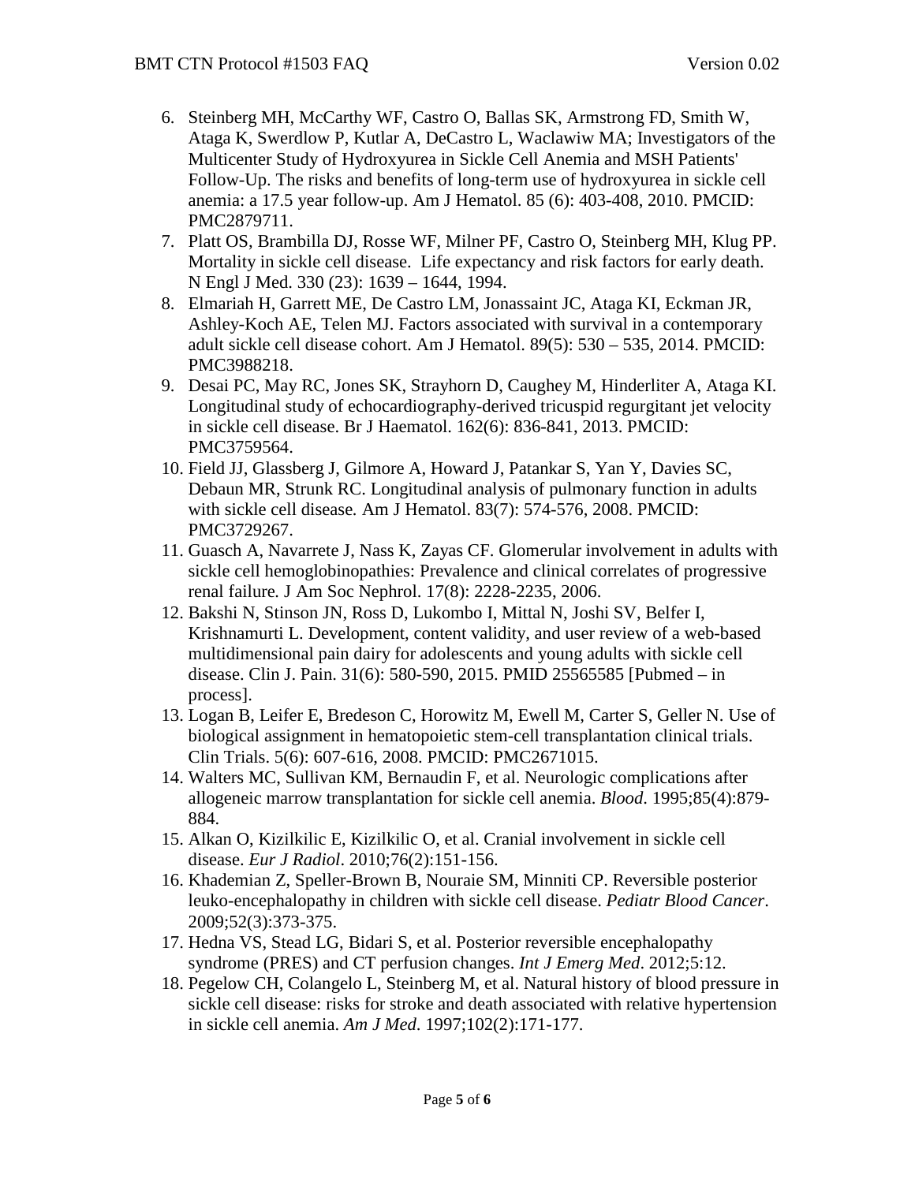6. Steinberg MH, McCarthy WF, Castro O, Ballas SK, Armstrong FD, Smith W, Ataga K, Swerdlow P, Kutlar A, DeCastro L, Waclawiw MA; Investigators of the Multicenter Study of Hydroxyurea in Sickle Cell Anemia and MSH Patients' Follow-Up. The risks and benefits of long-term use of hydroxyurea in sickle cell anemia: a 17.5 year follow-up. Am J Hematol. 85 (6): 403-408, 2010. PMCID: PMC2879711.
7. Platt OS, Brambilla DJ, Rosse WF, Milner PF, Castro O, Steinberg MH, Klug PP. Mortality in sickle cell disease. Life expectancy and risk factors for early death. N Engl J Med. 330 (23): 1639 – 1644, 1994.
8. Elmariah H, Garrett ME, De Castro LM, Jonassaint JC, Ataga KI, Eckman JR, Ashley-Koch AE, Telen MJ. Factors associated with survival in a contemporary adult sickle cell disease cohort. Am J Hematol. 89(5): 530 – 535, 2014. PMCID: PMC3988218.
9. Desai PC, May RC, Jones SK, Strayhorn D, Caughey M, Hinderliter A, Ataga KI. Longitudinal study of echocardiography-derived tricuspid regurgitant jet velocity in sickle cell disease. Br J Haematol. 162(6): 836-841, 2013. PMCID: PMC3759564.
10. Field JJ, Glassberg J, Gilmore A, Howard J, Patankar S, Yan Y, Davies SC, Debaun MR, Strunk RC. Longitudinal analysis of pulmonary function in adults with sickle cell disease. Am J Hematol. 83(7): 574-576, 2008. PMCID: PMC3729267.
11. Guasch A, Navarrete J, Nass K, Zayas CF. Glomerular involvement in adults with sickle cell hemoglobinopathies: Prevalence and clinical correlates of progressive renal failure. J Am Soc Nephrol. 17(8): 2228-2235, 2006.
12. Bakshi N, Stinson JN, Ross D, Lukombo I, Mittal N, Joshi SV, Belfer I, Krishnamurti L. Development, content validity, and user review of a web-based multidimensional pain dairy for adolescents and young adults with sickle cell disease. Clin J. Pain. 31(6): 580-590, 2015. PMID 25565585 [Pubmed – in process].
13. Logan B, Leifer E, Bredeson C, Horowitz M, Ewell M, Carter S, Geller N. Use of biological assignment in hematopoietic stem-cell transplantation clinical trials. Clin Trials. 5(6): 607-616, 2008. PMCID: PMC2671015.
14. Walters MC, Sullivan KM, Bernaudin F, et al. Neurologic complications after allogeneic marrow transplantation for sickle cell anemia. *Blood*. 1995;85(4):879-884.
15. Alkan O, Kizilkilic E, Kizilkilic O, et al. Cranial involvement in sickle cell disease. *Eur J Radiol*. 2010;76(2):151-156.
16. Khademian Z, Speller-Brown B, Nouraie SM, Minniti CP. Reversible posterior leuko-encephalopathy in children with sickle cell disease. *Pediatr Blood Cancer*. 2009;52(3):373-375.
17. Hedna VS, Stead LG, Bidari S, et al. Posterior reversible encephalopathy syndrome (PRES) and CT perfusion changes. *Int J Emerg Med*. 2012;5:12.
18. Pegelow CH, Colangelo L, Steinberg M, et al. Natural history of blood pressure in sickle cell disease: risks for stroke and death associated with relative hypertension in sickle cell anemia. *Am J Med*. 1997;102(2):171-177.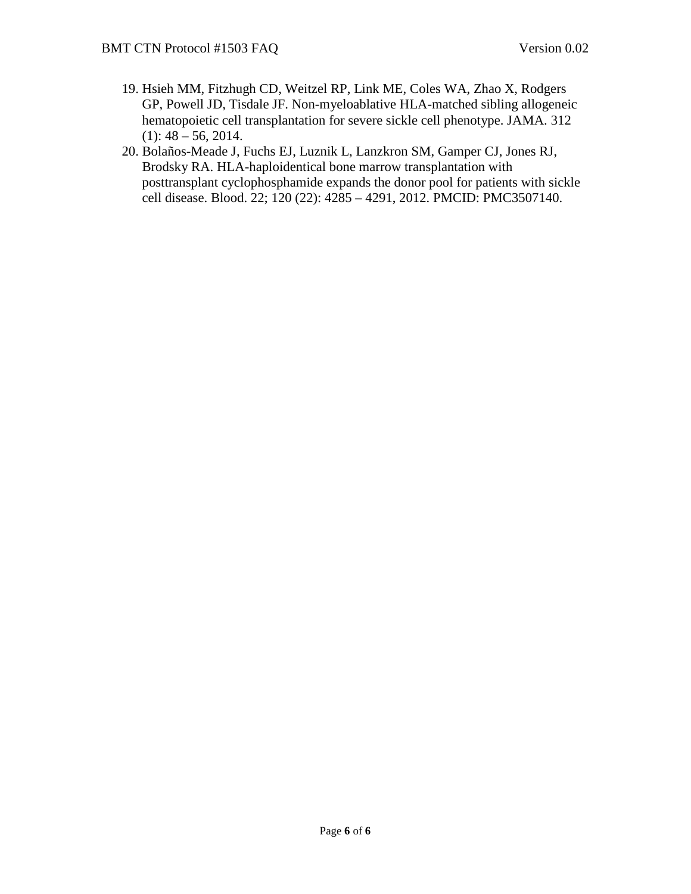19. Hsieh MM, Fitzhugh CD, Weitzel RP, Link ME, Coles WA, Zhao X, Rodgers GP, Powell JD, Tisdale JF. Non-myeloablative HLA-matched sibling allogeneic hematopoietic cell transplantation for severe sickle cell phenotype. JAMA. 312 (1): 48 – 56, 2014.
20. Bolaños-Meade J, Fuchs EJ, Luznik L, Lanzkron SM, Gamper CJ, Jones RJ, Brodsky RA. HLA-haploidentical bone marrow transplantation with posttransplant cyclophosphamide expands the donor pool for patients with sickle cell disease. Blood. 22; 120 (22): 4285 – 4291, 2012. PMCID: PMC3507140.